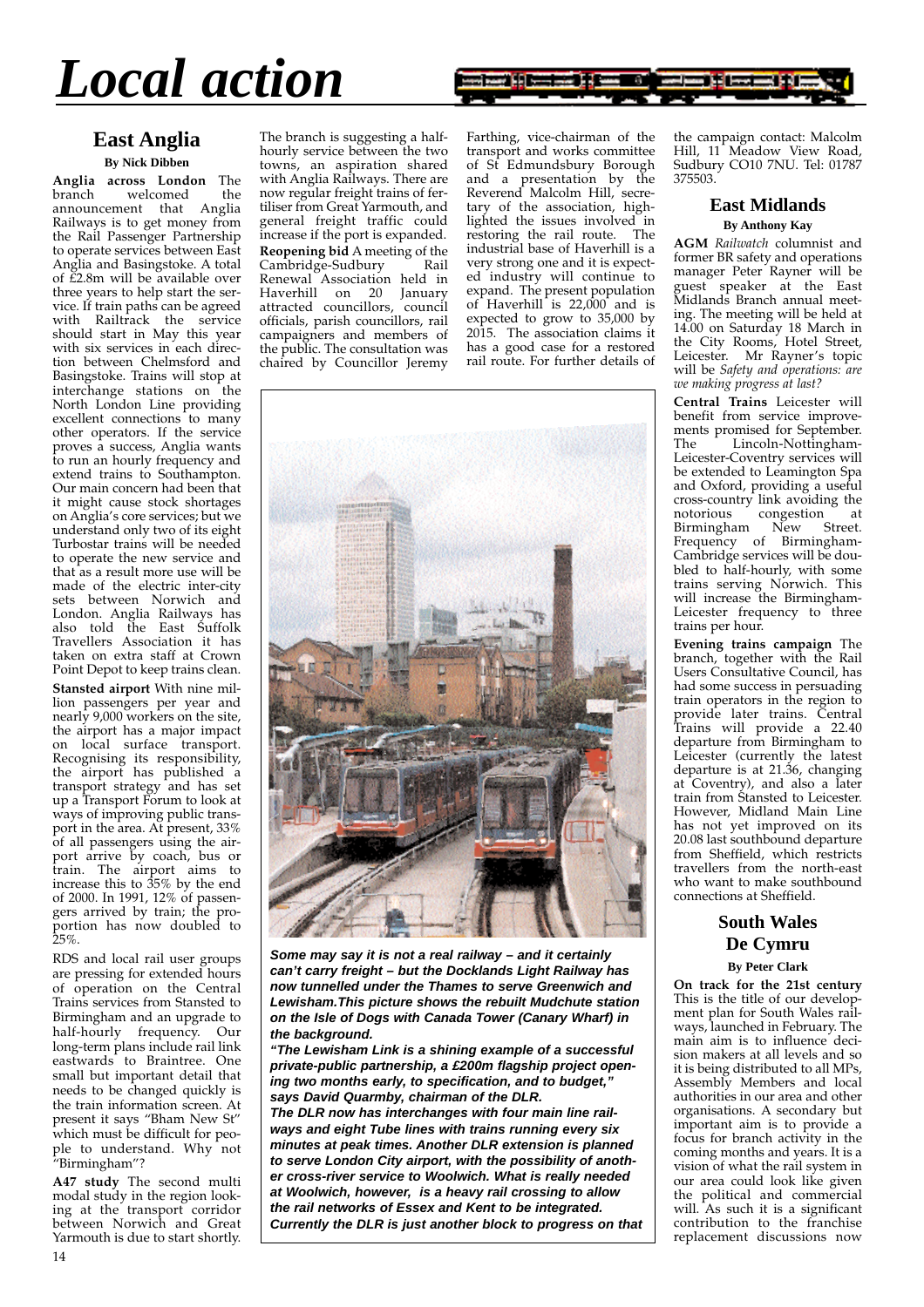# Local action

## East Anglia

**By Nick Dibben**

**Anglia across London** The branch welcomed the announcement that Anglia Railways is to get money from the Rail Passenger Partnership to operate services between East Anglia and Basingstoke. A total of £2.8m will be available over three years to help start the service. If train paths can be agreed with Railtrack the service should start in May this year with six services in each direction between Chelmsford and Basingstoke. Trains will stop at interchange stations on the North London Line providing excellent connections to many other operators. If the service proves a success, Anglia wants to run an hourly frequency and extend trains to Southampton. Our main concern had been that it might cause stock shortages on Anglia's core services; but we understand only two of its eight Turbostar trains will be needed to operate the new service and that as a result more use will be made of the electric inter-city sets between Norwich and London. Anglia Railways has also told the East Suffolk Travellers Association it has taken on extra staff at Crown Point Depot to keep trains clean.

**Stansted airport** With nine million passengers per year and nearly 9,000 workers on the site, the airport has a major impact on local surface transport. Recognising its responsibility, the airport has published a transport strategy and has set up a Transport Forum to look at ways of improving public transport in the area. At present, 33% of all passengers using the airport arrive by coach, bus or train. The airport aims to increase this to 35% by the end of 2000. In 1991, 12% of passengers arrived by train; the proportion has now doubled to 25%.

RDS and local rail user groups are pressing for extended hours of operation on the Central Trains services from Stansted to Birmingham and an upgrade to half-hourly frequency. Our long-term plans include rail link eastwards to Braintree. One small but important detail that needs to be changed quickly is the train information screen. At present it says "Bham New St" which must be difficult for people to understand. Why not "Birmingham"?

**A47 study** The second multi modal study in the region looking at the transport corridor between Norwich and Great Yarmouth is due to start shortly. The branch is suggesting a half-hourly service between the two towns, an aspiration shared with Anglia Railways. There are now regular freight trains of fertiliser from Great Yarmouth, and general freight traffic could increase if the port is expanded.

**Reopening bid** A meeting of the Cambridge-Sudbury Rail Renewal Association held in Haverhill on 20 January attracted councillors, council officials, parish councillors, rail campaigners and members of the public. The consultation was chaired by Councillor Jeremy Farthing, vice-chairman of the transport and works committee of St Edmundsbury Borough and a presentation by the Reverend Malcolm Hill, secretary of the association, highlighted the issues involved in restoring the rail route. The industrial base of Haverhill is a very strong one and it is expected industry will continue to expand. The present population of Haverhill is 22,000 and is expected to grow to 35,000 by 2015. The association claims it has a good case for a restored rail route. For further details of the campaign contact: Malcolm Hill, 11 Meadow View Road, Sudbury CO10 7NU. Tel: 01787 375503.

***Some may say it is not a real railway – and it certainly can't carry freight – but the Docklands Light Railway has now tunnelled under the Thames to serve Greenwich and Lewisham.This picture shows the rebuilt Mudchute station on the Isle of Dogs with Canada Tower (Canary Wharf) in the background.***

***"The Lewisham Link is a shining example of a successful private-public partnership, a £200m flagship project opening two months early, to specification, and to budget," says David Quarmby, chairman of the DLR.***

***The DLR now has interchanges with four main line railways and eight Tube lines with trains running every six minutes at peak times. Another DLR extension is planned to serve London City airport, with the possibility of another cross-river service to Woolwich. What is really needed at Woolwich, however, is a heavy rail crossing to allow the rail networks of Essex and Kent to be integrated. Currently the DLR is just another block to progress on that***

## East Midlands

**By Anthony Kay**

**AGM** *Railwatch* columnist and former BR safety and operations manager Peter Rayner will be guest speaker at the East Midlands Branch annual meeting. The meeting will be held at 14.00 on Saturday 18 March in the City Rooms, Hotel Street, Leicester. Mr Rayner's topic will be *Safety and operations: are we making progress at last?*

**Central Trains** Leicester will benefit from service improvements promised for September. The Lincoln-Nottingham-Leicester-Coventry services will be extended to Leamington Spa and Oxford, providing a useful cross-country link avoiding the notorious congestion at Birmingham New Street. Frequency of Birmingham-Cambridge services will be doubled to half-hourly, with some trains serving Norwich. This will increase the Birmingham-Leicester frequency to three trains per hour.

**Evening trains campaign** The branch, together with the Rail Users Consultative Council, has had some success in persuading train operators in the region to provide later trains. Central Trains will provide a 22.40 departure from Birmingham to Leicester (currently the latest departure is at 21.36, changing at Coventry), and also a later train from Stansted to Leicester. However, Midland Main Line has not yet improved on its 20.08 last southbound departure from Sheffield, which restricts travellers from the north-east who want to make southbound connections at Sheffield.

## South Wales De Cymru

**By Peter Clark**

**On track for the 21st century** This is the title of our development plan for South Wales railways, launched in February. The main aim is to influence decision makers at all levels and so it is being distributed to all MPs, Assembly Members and local authorities in our area and other organisations. A secondary but important aim is to provide a focus for branch activity in the coming months and years. It is a vision of what the rail system in our area could look like given the political and commercial will. As such it is a significant contribution to the franchise replacement discussions now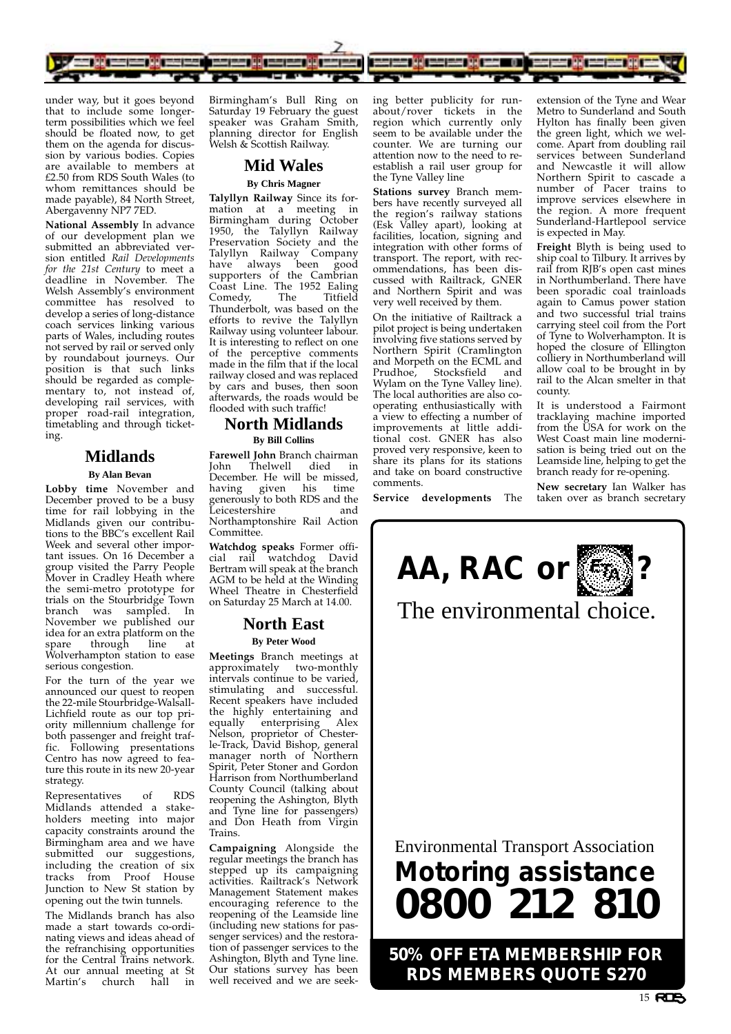under way, but it goes beyond that to include some longer-term possibilities which we feel should be floated now, to get them on the agenda for discussion by various bodies. Copies are available to members at £2.50 from RDS South Wales (to whom remittances should be made payable), 84 North Street, Abergavenny NP7 7ED.

**National Assembly** In advance of our development plan we submitted an abbreviated version entitled *Rail Developments for the 21st Century* to meet a deadline in November. The Welsh Assembly's environment committee has resolved to develop a series of long-distance coach services linking various parts of Wales, including routes not served by rail or served only by roundabout journeys. Our position is that such links should be regarded as complementary to, not instead of, developing rail services, with proper road-rail integration, timetabling and through ticketing.

## Midlands

**By Alan Bevan**

**Lobby time** November and December proved to be a busy time for rail lobbying in the Midlands given our contributions to the BBC's excellent Rail Week and several other important issues. On 16 December a group visited the Parry People Mover in Cradley Heath where the semi-metro prototype for trials on the Stourbridge Town branch was sampled. In November we published our idea for an extra platform on the spare through line at Wolverhampton station to ease serious congestion.

For the turn of the year we announced our quest to reopen the 22-mile Stourbridge-Walsall-Lichfield route as our top priority millennium challenge for both passenger and freight traffic. Following presentations Centro has now agreed to feature this route in its new 20-year strategy.

Representatives of RDS Midlands attended a stakeholders meeting into major capacity constraints around the Birmingham area and we have submitted our suggestions, including the creation of six tracks from Proof House Junction to New St station by opening out the twin tunnels.

The Midlands branch has also made a start towards co-ordinating views and ideas ahead of the refranchising opportunities for the Central Trains network. At our annual meeting at St Martin's church hall in Birmingham's Bull Ring on Saturday 19 February the guest speaker was Graham Smith, planning director for English Welsh & Scottish Railway.

## Mid Wales

**By Chris Magner**

**Talyllyn Railway** Since its formation at a meeting in Birmingham during October 1950, the Talyllyn Railway Preservation Society and the Talyllyn Railway Company have always been good supporters of the Cambrian Coast Line. The 1952 Ealing Comedy, The Titfield Thunderbolt, was based on the efforts to revive the Talyllyn Railway using volunteer labour. It is interesting to reflect on one of the perceptive comments made in the film that if the local railway closed and was replaced by cars and buses, then soon afterwards, the roads would be flooded with such traffic!

## North Midlands

**By Bill Collins**

**Farewell John** Branch chairman John Thelwell died in December. He will be missed, having given his time generously to both RDS and the Leicestershire and Northamptonshire Rail Action Committee.

**Watchdog speaks** Former official rail watchdog David Bertram will speak at the branch AGM to be held at the Winding Wheel Theatre in Chesterfield on Saturday 25 March at 14.00.

## North East

**By Peter Wood**

**Meetings** Branch meetings at approximately two-monthly intervals continue to be varied, stimulating and successful. Recent speakers have included the highly entertaining and equally enterprising Alex Nelson, proprietor of Chester-le-Track, David Bishop, general manager north of Northern Spirit, Peter Stoner and Gordon Harrison from Northumberland County Council (talking about reopening the Ashington, Blyth and Tyne line for passengers) and Don Heath from Virgin Trains.

**Campaigning** Alongside the regular meetings the branch has stepped up its campaigning activities. Railtrack's Network Management Statement makes encouraging reference to the reopening of the Leamside line (including new stations for passenger services) and the restoration of passenger services to the Ashington, Blyth and Tyne line. Our stations survey has been well received and we are seeking better publicity for run-about/rover tickets in the region which currently only seem to be available under the counter. We are turning our attention now to the need to re-establish a rail user group for the Tyne Valley line

**Stations survey** Branch members have recently surveyed all the region's railway stations (Esk Valley apart), looking at facilities, location, signing and integration with other forms of transport. The report, with recommendations, has been discussed with Railtrack, GNER and Northern Spirit and was very well received by them.

On the initiative of Railtrack a pilot project is being undertaken involving five stations served by Northern Spirit (Cramlington and Morpeth on the ECML and Prudhoe, Stocksfield and Wylam on the Tyne Valley line). The local authorities are also co-operating enthusiastically with a view to effecting a number of improvements at little additional cost. GNER has also proved very responsive, keen to share its plans for its stations and take on board constructive comments.

**Service developments** The extension of the Tyne and Wear Metro to Sunderland and South Hylton has finally been given the green light, which we welcome. Apart from doubling rail services between Sunderland and Newcastle it will allow Northern Spirit to cascade a number of Pacer trains to improve services elsewhere in the region. A more frequent Sunderland-Hartlepool service is expected in May.

**Freight** Blyth is being used to ship coal to Tilbury. It arrives by rail from RJB's open cast mines in Northumberland. There have been sporadic coal trainloads again to Camus power station and two successful trial trains carrying steel coil from the Port of Tyne to Wolverhampton. It is hoped the closure of Ellington colliery in Northumberland will allow coal to be brought in by rail to the Alcan smelter in that county.

It is understood a Fairmont tracklaying machine imported from the USA for work on the West Coast main line modernisation is being tried out on the Leamside line, helping to get the branch ready for re-opening.

**New secretary** Ian Walker has taken over as branch secretary

**AA, RAC or ETA?**

The environmental choice.

Environmental Transport Association

**Motoring assistance**

**0800 212 810**

**50% OFF ETA MEMBERSHIP FOR RDS MEMBERS QUOTE S270**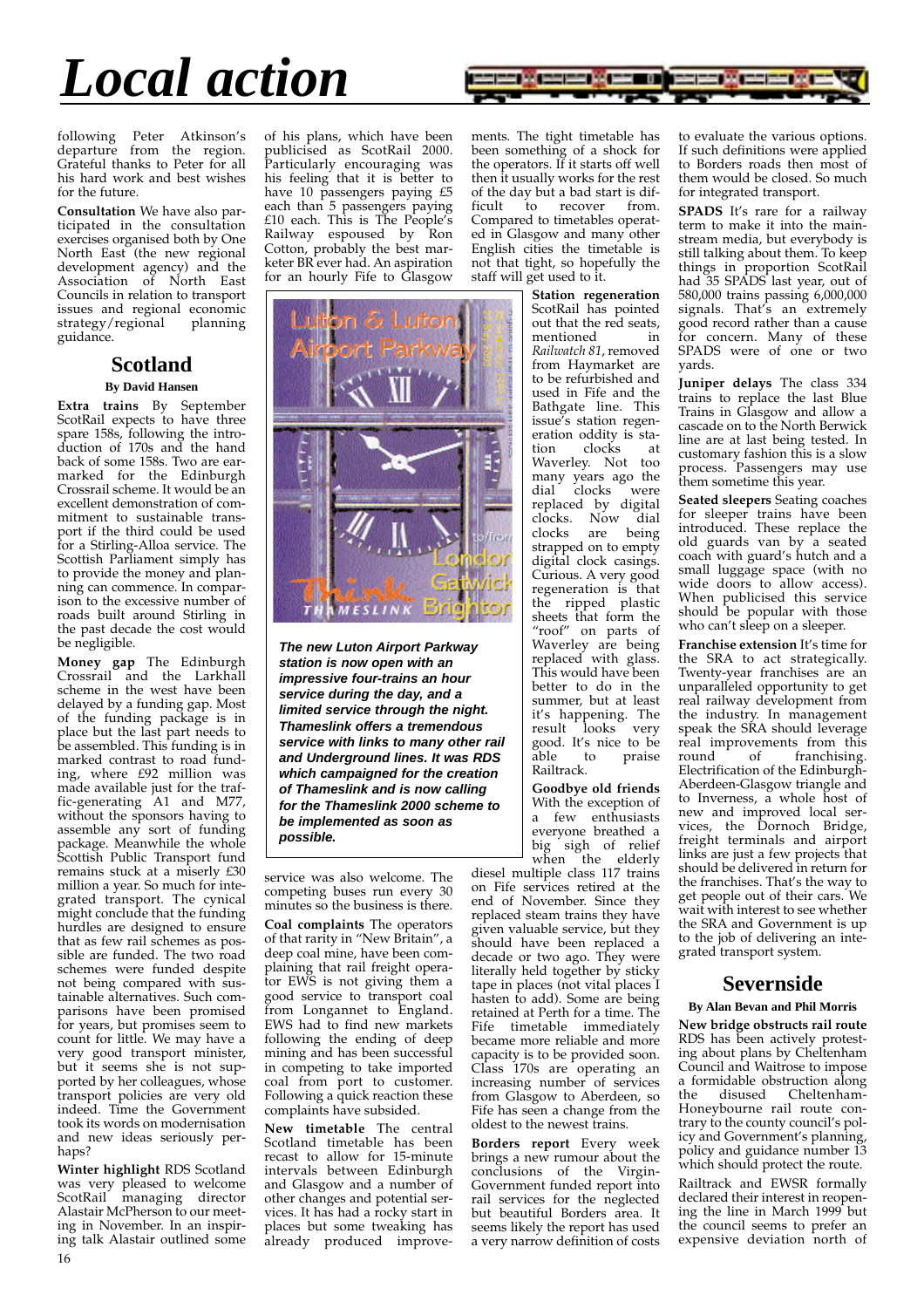# Local action

following Peter Atkinson's departure from the region. Grateful thanks to Peter for all his hard work and best wishes for the future.

**Consultation** We have also participated in the consultation exercises organised both by One North East (the new regional development agency) and the Association of North East Councils in relation to transport issues and regional economic strategy/regional planning guidance.

## Scotland

**By David Hansen**

**Extra trains** By September ScotRail expects to have three spare 158s, following the introduction of 170s and the hand back of some 158s. Two are earmarked for the Edinburgh Crossrail scheme. It would be an excellent demonstration of commitment to sustainable transport if the third could be used for a Stirling-Alloa service. The Scottish Parliament simply has to provide the money and planning can commence. In comparison to the excessive number of roads built around Stirling in the past decade the cost would be negligible.

**Money gap** The Edinburgh Crossrail and the Larkhall scheme in the west have been delayed by a funding gap. Most of the funding package is in place but the last part needs to be assembled. This funding is in marked contrast to road funding, where £92 million was made available just for the traffic-generating A1 and M77, without the sponsors having to assemble any sort of funding package. Meanwhile the whole Scottish Public Transport fund remains stuck at a miserly £30 million a year. So much for integrated transport. The cynical might conclude that the funding hurdles are designed to ensure that as few rail schemes as possible are funded. The two road schemes were funded despite not being compared with sustainable alternatives. Such comparisons have been promised for years, but promises seem to count for little. We may have a very good transport minister, but it seems she is not supported by her colleagues, whose transport policies are very old indeed. Time the Government took its words on modernisation and new ideas seriously perhaps?

**Winter highlight** RDS Scotland was very pleased to welcome ScotRail managing director Alastair McPherson to our meeting in November. In an inspiring talk Alastair outlined some of his plans, which have been publicised as ScotRail 2000. Particularly encouraging was his feeling that it is better to have 10 passengers paying £5 each than 5 passengers paying £10 each. This is The People's Railway espoused by Ron Cotton, probably the best marketer BR ever had. An aspiration for an hourly Fife to Glasgow service was also welcome. The competing buses run every 30 minutes so the business is there.

***The new Luton Airport Parkway station is now open with an impressive four-trains an hour service during the day, and a limited service through the night. Thameslink offers a tremendous service with links to many other rail and Underground lines. It was RDS which campaigned for the creation of Thameslink and is now calling for the Thameslink 2000 scheme to be implemented as soon as possible.***

**Coal complaints** The operators of that rarity in "New Britain", a deep coal mine, have been complaining that rail freight operator EWS is not giving them a good service to transport coal from Longannet to England. EWS had to find new markets following the ending of deep mining and has been successful in competing to take imported coal from port to customer. Following a quick reaction these complaints have subsided.

**New timetable** The central Scotland timetable has been recast to allow for 15-minute intervals between Edinburgh and Glasgow and a number of other changes and potential services. It has had a rocky start in places but some tweaking has already produced improvements. The tight timetable has been something of a shock for the operators. If it starts off well then it usually works for the rest of the day but a bad start is difficult to recover from. Compared to timetables operated in Glasgow and many other English cities the timetable is not that tight, so hopefully the staff will get used to it.

**Station regeneration** ScotRail has pointed out that the red seats, mentioned in *Railwatch 81*, removed from Haymarket are to be refurbished and used in Fife and the Bathgate line. This issue's station regeneration oddity is station clocks at Waverley. Not too many years ago the dial clocks were replaced by digital clocks. Now dial clocks are being strapped on to empty digital clock casings. Curious. A very good regeneration is that the ripped plastic sheets that form the "roof" on parts of Waverley are being replaced with glass. This would have been better to do in the summer, but at least it's happening. The result looks very good. It's nice to be able to praise Railtrack.

**Goodbye old friends** With the exception of a few enthusiasts everyone breathed a big sigh of relief when the elderly diesel multiple class 117 trains on Fife services retired at the end of November. Since they replaced steam trains they have given valuable service, but they should have been replaced a decade or two ago. They were literally held together by sticky tape in places (not vital places I hasten to add). Some are being retained at Perth for a time. The Fife timetable immediately became more reliable and more capacity is to be provided soon. Class 170s are operating an increasing number of services from Glasgow to Aberdeen, so Fife has seen a change from the oldest to the newest trains.

**Borders report** Every week brings a new rumour about the conclusions of the Virgin-Government funded report into rail services for the neglected but beautiful Borders area. It seems likely the report has used a very narrow definition of costs to evaluate the various options. If such definitions were applied to Borders roads then most of them would be closed. So much for integrated transport.

**SPADS** It's rare for a railway term to make it into the mainstream media, but everybody is still talking about them. To keep things in proportion ScotRail had 35 SPADS last year, out of 580,000 trains passing 6,000,000 signals. That's an extremely good record rather than a cause for concern. Many of these SPADS were of one or two yards.

**Juniper delays** The class 334 trains to replace the last Blue Trains in Glasgow and allow a cascade on to the North Berwick line are at last being tested. In customary fashion this is a slow process. Passengers may use them sometime this year.

**Seated sleepers** Seating coaches for sleeper trains have been introduced. These replace the old guards van by a seated coach with guard's hutch and a small luggage space (with no wide doors to allow access). When publicised this service should be popular with those who can't sleep on a sleeper.

**Franchise extension** It's time for the SRA to act strategically. Twenty-year franchises are an unparalleled opportunity to get real railway development from the industry. In management speak the SRA should leverage real improvements from this round of franchising. Electrification of the Edinburgh-Aberdeen-Glasgow triangle and to Inverness, a whole host of new and improved local services, the Dornoch Bridge, freight terminals and airport links are just a few projects that should be delivered in return for the franchises. That's the way to get people out of their cars. We wait with interest to see whether the SRA and Government is up to the job of delivering an integrated transport system.

## Severnside

**By Alan Bevan and Phil Morris**

**New bridge obstructs rail route** RDS has been actively protesting about plans by Cheltenham Council and Waitrose to impose a formidable obstruction along the disused Cheltenham-Honeybourne rail route contrary to the county council's policy and Government's planning, policy and guidance number 13 which should protect the route.

Railtrack and EWSR formally declared their interest in reopening the line in March 1999 but the council seems to prefer an expensive deviation north of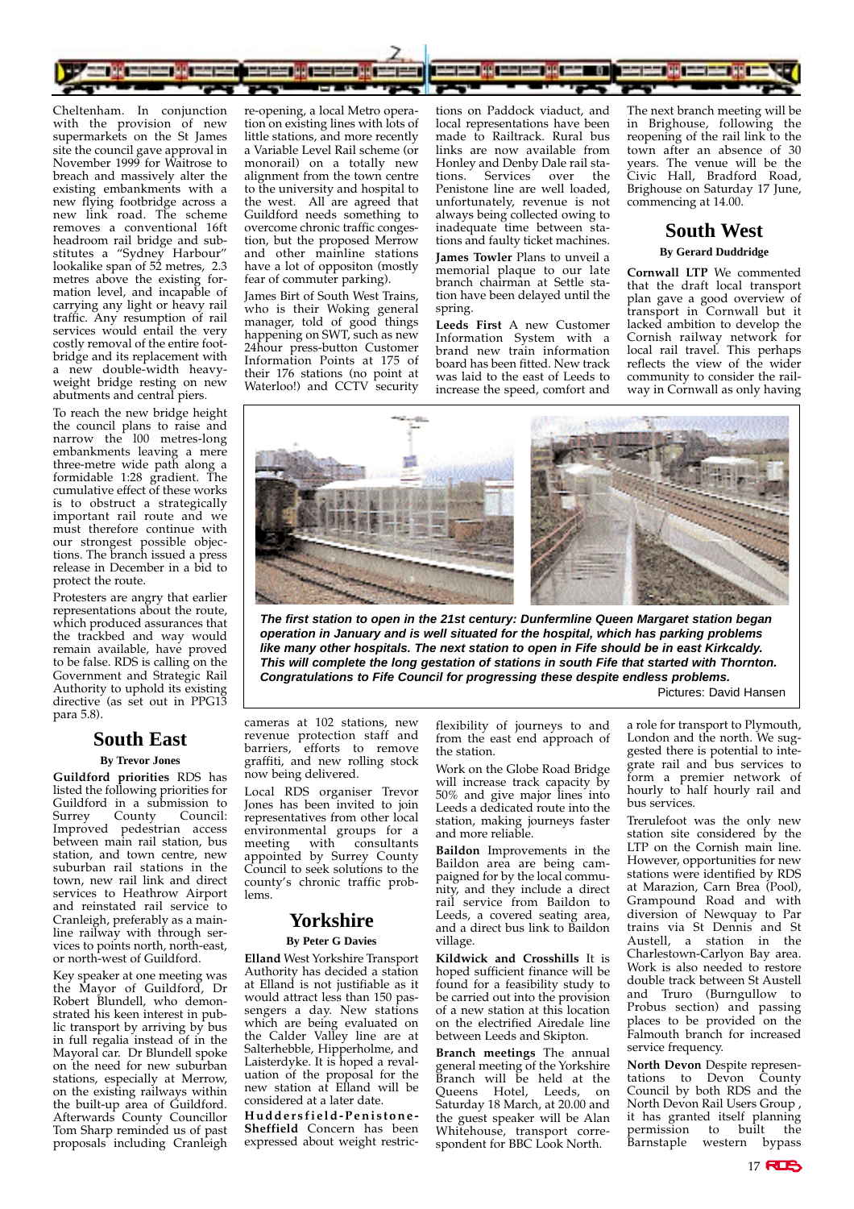Cheltenham. In conjunction with the provision of new supermarkets on the St James site the council gave approval in November 1999 for Waitrose to breach and massively alter the existing embankments with a new flying footbridge across a new link road. The scheme removes a conventional 16ft headroom rail bridge and substitutes a "Sydney Harbour" lookalike span of 52 metres, 2.3 metres above the existing formation level, and incapable of carrying any light or heavy rail traffic. Any resumption of rail services would entail the very costly removal of the entire footbridge and its replacement with a new double-width heavyweight bridge resting on new abutments and central piers.

To reach the new bridge height the council plans to raise and narrow the 100 metres-long embankments leaving a mere three-metre wide path along a formidable 1:28 gradient. The cumulative effect of these works is to obstruct a strategically important rail route and we must therefore continue with our strongest possible objections. The branch issued a press release in December in a bid to protect the route.

Protesters are angry that earlier representations about the route, which produced assurances that the trackbed and way would remain available, have proved to be false. RDS is calling on the Government and Strategic Rail Authority to uphold its existing directive (as set out in PPG13 para 5.8).

## South East

**By Trevor Jones**

**Guildford priorities** RDS has listed the following priorities for Guildford in a submission to Surrey County Council: Improved pedestrian access between main rail station, bus station, and town centre, new suburban rail stations in the town, new rail link and direct services to Heathrow Airport and reinstated rail service to Cranleigh, preferably as a mainline railway with through services to points north, north-east, or north-west of Guildford.

Key speaker at one meeting was the Mayor of Guildford, Dr Robert Blundell, who demonstrated his keen interest in public transport by arriving by bus in full regalia instead of in the Mayoral car. Dr Blundell spoke on the need for new suburban stations, especially at Merrow, on the existing railways within the built-up area of Guildford. Afterwards County Councillor Tom Sharp reminded us of past proposals including Cranleigh re-opening, a local Metro operation on existing lines with lots of little stations, and more recently a Variable Level Rail scheme (or monorail) on a totally new alignment from the town centre to the university and hospital to the west. All are agreed that Guildford needs something to overcome chronic traffic congestion, but the proposed Merrow and other mainline stations have a lot of oppositon (mostly fear of commuter parking).

James Birt of South West Trains, who is their Woking general manager, told of good things happening on SWT, such as new 24hour press-button Customer Information Points at 175 of their 176 stations (no point at Waterloo!) and CCTV security cameras at 102 stations, new revenue protection staff and barriers, efforts to remove graffiti, and new rolling stock now being delivered.

Local RDS organiser Trevor Jones has been invited to join representatives from other local environmental groups for a meeting with consultants appointed by Surrey County Council to seek solutions to the county's chronic traffic problems.

## Yorkshire

**By Peter G Davies**

**Elland** West Yorkshire Transport Authority has decided a station at Elland is not justifiable as it would attract less than 150 passengers a day. New stations which are being evaluated on the Calder Valley line are at Salterhebble, Hipperholme, and Laisterdyke. It is hoped a revaluation of the proposal for the new station at Elland will be considered at a later date.

**Huddersfield-Penistone-Sheffield** Concern has been expressed about weight restrictions on Paddock viaduct, and local representations have been made to Railtrack. Rural bus links are now available from Honley and Denby Dale rail stations. Services over the Penistone line are well loaded, unfortunately, revenue is not always being collected owing to inadequate time between stations and faulty ticket machines.

**James Towler** Plans to unveil a memorial plaque to our late branch chairman at Settle station have been delayed until the spring.

**Leeds First** A new Customer Information System with a brand new train information board has been fitted. New track was laid to the east of Leeds to increase the speed, comfort and flexibility of journeys to and from the east end approach of the station.

Work on the Globe Road Bridge will increase track capacity by 50% and give major lines into Leeds a dedicated route into the station, making journeys faster and more reliable.

**Baildon** Improvements in the Baildon area are being campaigned for by the local community, and they include a direct rail service from Baildon to Leeds, a covered seating area, and a direct bus link to Baildon village.

**Kildwick and Crosshills** It is hoped sufficient finance will be found for a feasibility study to be carried out into the provision of a new station at this location on the electrified Airedale line between Leeds and Skipton.

**Branch meetings** The annual general meeting of the Yorkshire Branch will be held at the Queens Hotel, Leeds, on Saturday 18 March, at 20.00 and the guest speaker will be Alan Whitehouse, transport correspondent for BBC Look North.

The next branch meeting will be in Brighouse, following the reopening of the rail link to the town after an absence of 30 years. The venue will be the Civic Hall, Bradford Road, Brighouse on Saturday 17 June, commencing at 14.00.

## South West

**By Gerard Duddridge**

**Cornwall LTP** We commented that the draft local transport plan gave a good overview of transport in Cornwall but it lacked ambition to develop the Cornish railway network for local rail travel. This perhaps reflects the view of the wider community to consider the railway in Cornwall as only having a role for transport to Plymouth, London and the north. We suggested there is potential to integrate rail and bus services to form a premier network of hourly to half hourly rail and bus services.

Trerulefoot was the only new station site considered by the LTP on the Cornish main line. However, opportunities for new stations were identified by RDS at Marazion, Carn Brea (Pool), Grampound Road and with diversion of Newquay to Par trains via St Dennis and St Austell, a station in the Charlestown-Carlyon Bay area. Work is also needed to restore double track between St Austell and Truro (Burngullow to Probus section) and passing places to be provided on the Falmouth branch for increased service frequency.

**North Devon** Despite representations to Devon County Council by both RDS and the North Devon Rail Users Group, it has granted itself planning permission to built the Barnstaple western bypass

***The first station to open in the 21st century: Dunfermline Queen Margaret station began operation in January and is well situated for the hospital, which has parking problems like many other hospitals. The next station to open in Fife should be in east Kirkcaldy. This will complete the long gestation of stations in south Fife that started with Thornton. Congratulations to Fife Council for progressing these despite endless problems.***

Pictures: David Hansen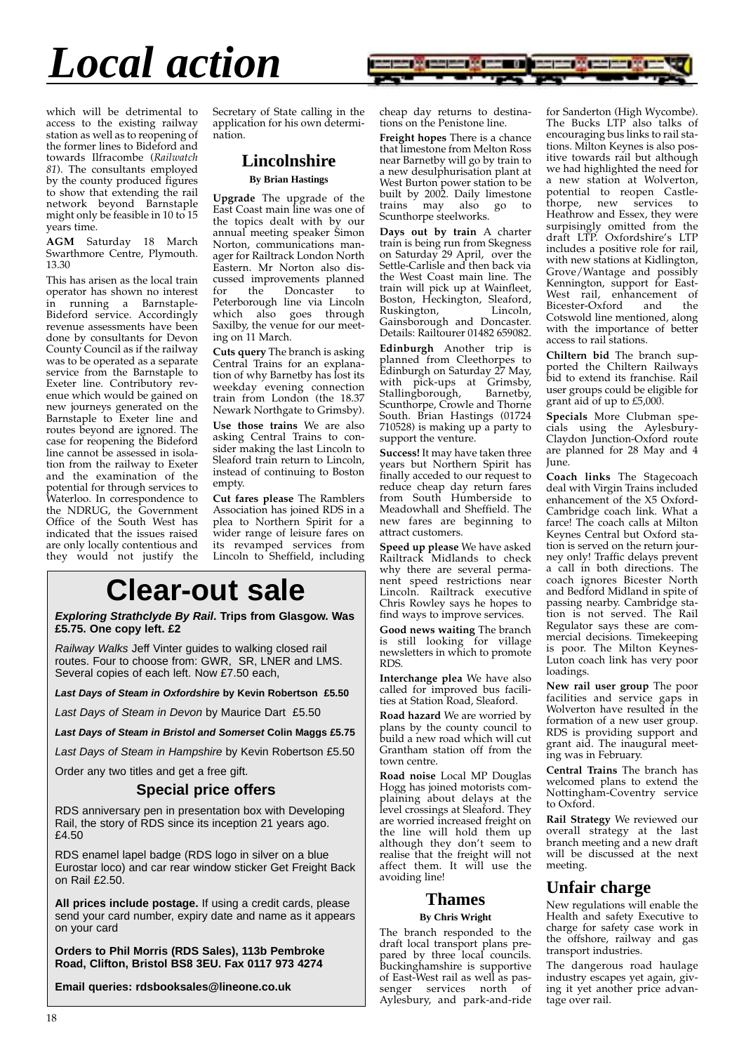# Local action

which will be detrimental to access to the existing railway station as well as to reopening of the former lines to Bideford and towards Ilfracombe (*Railwatch 81*). The consultants employed by the county produced figures to show that extending the rail network beyond Barnstaple might only be feasible in 10 to 15 years time.

**AGM** Saturday 18 March Swarthmore Centre, Plymouth. 13.30

This has arisen as the local train operator has shown no interest in running a Barnstaple-Bideford service. Accordingly revenue assessments have been done by consultants for Devon County Council as if the railway was to be operated as a separate service from the Barnstaple to Exeter line. Contributory revenue which would be gained on new journeys generated on the Barnstaple to Exeter line and routes beyond are ignored. The case for reopening the Bideford line cannot be assessed in isolation from the railway to Exeter and the examination of the potential for through services to Waterloo. In correspondence to the NDRUG, the Government Office of the South West has indicated that the issues raised are only locally contentious and they would not justify the Secretary of State calling in the application for his own determination.

## Lincolnshire

**By Brian Hastings**

**Upgrade** The upgrade of the East Coast main line was one of the topics dealt with by our annual meeting speaker Simon Norton, communications manager for Railtrack London North Eastern. Mr Norton also discussed improvements planned for the Doncaster to Peterborough line via Lincoln which also goes through Saxilby, the venue for our meeting on 11 March.

**Cuts query** The branch is asking Central Trains for an explanation of why Barnetby has lost its weekday evening connection train from London (the 18.37 Newark Northgate to Grimsby).

**Use those trains** We are also asking Central Trains to consider making the last Lincoln to Sleaford train return to Lincoln, instead of continuing to Boston empty.

**Cut fares please** The Ramblers Association has joined RDS in a plea to Northern Spirit for a wider range of leisure fares on its revamped services from Lincoln to Sheffield, including cheap day returns to destinations on the Penistone line.

**Freight hopes** There is a chance that limestone from Melton Ross near Barnetby will go by train to a new desulphurisation plant at West Burton power station to be built by 2002. Daily limestone trains may also go to Scunthorpe steelworks.

**Days out by train** A charter train is being run from Skegness on Saturday 29 April, over the Settle-Carlisle and then back via the West Coast main line. The train will pick up at Wainfleet, Boston, Heckington, Sleaford, Ruskington, Lincoln, Gainsborough and Doncaster. Details: Railtourer 01482 659082.

**Edinburgh** Another trip is planned from Cleethorpes to Edinburgh on Saturday 27 May, with pick-ups at Grimsby, Stallingborough, Barnetby, Scunthorpe, Crowle and Thorne South. Brian Hastings (01724 710528) is making up a party to support the venture.

**Success!** It may have taken three years but Northern Spirit has finally acceded to our request to reduce cheap day return fares from South Humberside to Meadowhall and Sheffield. The new fares are beginning to attract customers.

**Speed up please** We have asked Railtrack Midlands to check why there are several permanent speed restrictions near Lincoln. Railtrack executive Chris Rowley says he hopes to find ways to improve services.

**Good news waiting** The branch is still looking for village newsletters in which to promote RDS.

**Interchange plea** We have also called for improved bus facilities at Station Road, Sleaford.

**Road hazard** We are worried by plans by the county council to build a new road which will cut Grantham station off from the town centre.

**Road noise** Local MP Douglas Hogg has joined motorists complaining about delays at the level crossings at Sleaford. They are worried increased freight on the line will hold them up although they don't seem to realise that the freight will not affect them. It will use the avoiding line!

## Thames

**By Chris Wright**

The branch responded to the draft local transport plans prepared by three local councils. Buckinghamshire is supportive of East-West rail as well as passenger services north of Aylesbury, and park-and-ride for Sanderton (High Wycombe). The Bucks LTP also talks of encouraging bus links to rail stations. Milton Keynes is also positive towards rail but although we had highlighted the need for a new station at Wolverton, potential to reopen Castlethorpe, new services to Heathrow and Essex, they were surprisingly omitted from the draft LTP. Oxfordshire's LTP includes a positive role for rail, with new stations at Kidlington, Grove/Wantage and possibly Kennington, support for East-West rail, enhancement of Bicester-Oxford and the Cotswold line mentioned, along with the importance of better access to rail stations.

**Chiltern bid** The branch supported the Chiltern Railways bid to extend its franchise. Rail user groups could be eligible for grant aid of up to £5,000.

**Specials** More Clubman specials using the Aylesbury-Claydon Junction-Oxford route are planned for 28 May and 4 June.

**Coach links** The Stagecoach deal with Virgin Trains included enhancement of the X5 Oxford-Cambridge coach link. What a farce! The coach calls at Milton Keynes Central but Oxford station is served on the return journey only! Traffic delays prevent a call in both directions. The coach ignores Bicester North and Bedford Midland in spite of passing nearby. Cambridge station is not served. The Rail Regulator says these are commercial decisions. Timekeeping is poor. The Milton Keynes-Luton coach link has very poor loadings.

**New rail user group** The poor facilities and service gaps in Wolverton have resulted in the formation of a new user group. RDS is providing support and grant aid. The inaugural meeting was in February.

**Central Trains** The branch has welcomed plans to extend the Nottingham-Coventry service to Oxford.

**Rail Strategy** We reviewed our overall strategy at the last branch meeting and a new draft will be discussed at the next meeting.

## Unfair charge

New regulations will enable the Health and safety Executive to charge for safety case work in the offshore, railway and gas transport industries.

The dangerous road haulage industry escapes yet again, giving it yet another price advantage over rail.

## Clear-out sale

***Exploring Strathclyde By Rail*. Trips from Glasgow. Was £5.75. One copy left. £2**

*Railway Walks* Jeff Vinter guides to walking closed rail routes. Four to choose from: GWR, SR, LNER and LMS. Several copies of each left. Now £7.50 each,

***Last Days of Steam in Oxfordshire* by Kevin Robertson £5.50**

*Last Days of Steam in Devon* by Maurice Dart £5.50

***Last Days of Steam in Bristol and Somerset* Colin Maggs £5.75**

*Last Days of Steam in Hampshire* by Kevin Robertson £5.50

Order any two titles and get a free gift.

### Special price offers

RDS anniversary pen in presentation box with Developing Rail, the story of RDS since its inception 21 years ago. £4.50

RDS enamel lapel badge (RDS logo in silver on a blue Eurostar loco) and car rear window sticker Get Freight Back on Rail £2.50.

**All prices include postage.** If using a credit cards, please send your card number, expiry date and name as it appears on your card

**Orders to Phil Morris (RDS Sales), 113b Pembroke Road, Clifton, Bristol BS8 3EU. Fax 0117 973 4274**

**Email queries: rdsbooksales@lineone.co.uk**